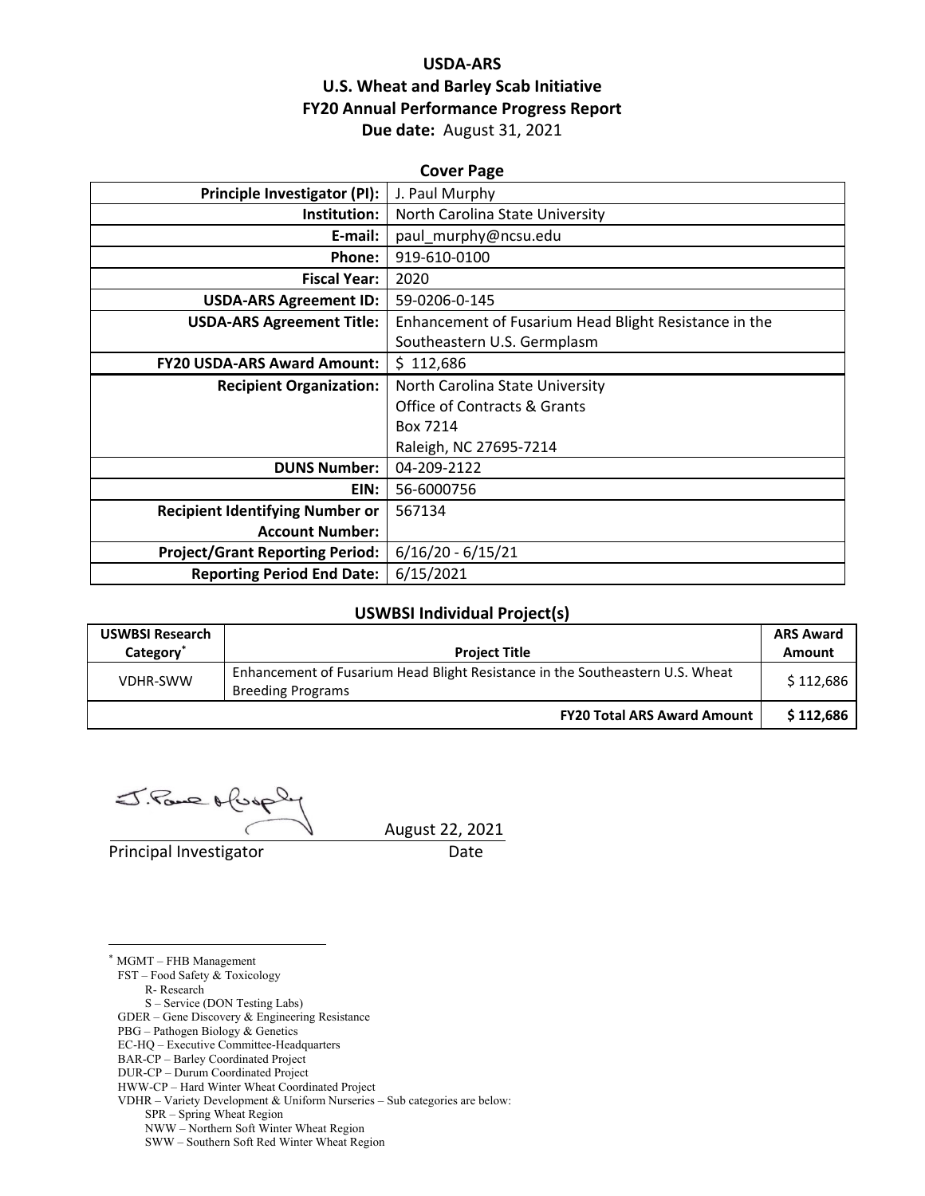# USDA-ARS
# U.S. Wheat and Barley Scab Initiative
# FY20 Annual Performance Progress Report

**Due date:** August 31, 2021

## Cover Page

| | |
|---:|---|
| **Principle Investigator (PI):** | J. Paul Murphy |
| **Institution:** | North Carolina State University |
| **E-mail:** | paul_murphy@ncsu.edu |
| **Phone:** | 919-610-0100 |
| **Fiscal Year:** | 2020 |
| **USDA-ARS Agreement ID:** | 59-0206-0-145 |
| **USDA-ARS Agreement Title:** | Enhancement of Fusarium Head Blight Resistance in the Southeastern U.S. Germplasm |
| **FY20 USDA-ARS Award Amount:** | $ 112,686 |
| **Recipient Organization:** | North Carolina State University<br>Office of Contracts & Grants<br>Box 7214<br>Raleigh, NC 27695-7214 |
| **DUNS Number:** | 04-209-2122 |
| **EIN:** | 56-6000756 |
| **Recipient Identifying Number or Account Number:** | 567134 |
| **Project/Grant Reporting Period:** | 6/16/20 - 6/15/21 |
| **Reporting Period End Date:** | 6/15/2021 |

## USWBSI Individual Project(s)

| USWBSI Research Category* | Project Title | ARS Award Amount |
|---|---|---|
| VDHR-SWW | Enhancement of Fusarium Head Blight Resistance in the Southeastern U.S. Wheat Breeding Programs | $ 112,686 |
| | **FY20 Total ARS Award Amount** | **$ 112,686** |

August 22, 2021

Principal Investigator &nbsp;&nbsp;&nbsp;&nbsp;&nbsp;&nbsp;&nbsp;&nbsp; Date

---

\* MGMT – FHB Management
FST – Food Safety & Toxicology
 R- Research
 S – Service (DON Testing Labs)
GDER – Gene Discovery & Engineering Resistance
PBG – Pathogen Biology & Genetics
EC-HQ – Executive Committee-Headquarters
BAR-CP – Barley Coordinated Project
DUR-CP – Durum Coordinated Project
HWW-CP – Hard Winter Wheat Coordinated Project
VDHR – Variety Development & Uniform Nurseries – Sub categories are below:
 SPR – Spring Wheat Region
 NWW – Northern Soft Winter Wheat Region
 SWW – Southern Soft Red Winter Wheat Region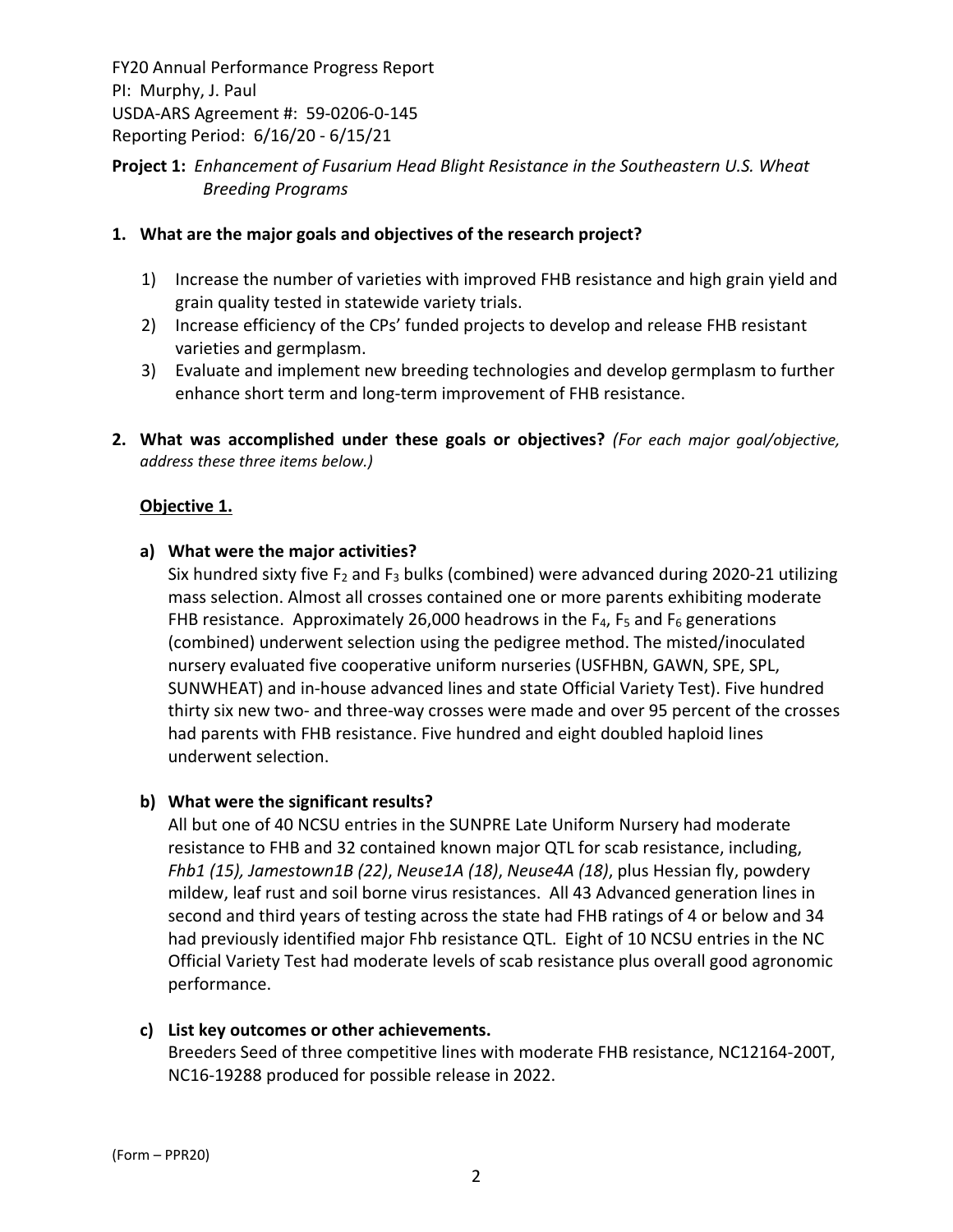FY20 Annual Performance Progress Report
PI: Murphy, J. Paul
USDA-ARS Agreement #: 59-0206-0-145
Reporting Period: 6/16/20 - 6/15/21

**Project 1:** *Enhancement of Fusarium Head Blight Resistance in the Southeastern U.S. Wheat Breeding Programs*

**1. What are the major goals and objectives of the research project?**

1) Increase the number of varieties with improved FHB resistance and high grain yield and grain quality tested in statewide variety trials.
2) Increase efficiency of the CPs' funded projects to develop and release FHB resistant varieties and germplasm.
3) Evaluate and implement new breeding technologies and develop germplasm to further enhance short term and long-term improvement of FHB resistance.

**2. What was accomplished under these goals or objectives?** *(For each major goal/objective, address these three items below.)*

**Objective 1.**

**a) What were the major activities?**

Six hundred sixty five $F_2$ and $F_3$ bulks (combined) were advanced during 2020-21 utilizing mass selection. Almost all crosses contained one or more parents exhibiting moderate FHB resistance. Approximately 26,000 headrows in the $F_4$, $F_5$ and $F_6$ generations (combined) underwent selection using the pedigree method. The misted/inoculated nursery evaluated five cooperative uniform nurseries (USFHBN, GAWN, SPE, SPL, SUNWHEAT) and in-house advanced lines and state Official Variety Test). Five hundred thirty six new two- and three-way crosses were made and over 95 percent of the crosses had parents with FHB resistance. Five hundred and eight doubled haploid lines underwent selection.

**b) What were the significant results?**

All but one of 40 NCSU entries in the SUNPRE Late Uniform Nursery had moderate resistance to FHB and 32 contained known major QTL for scab resistance, including, *Fhb1 (15), Jamestown1B (22)*, *Neuse1A (18)*, *Neuse4A (18)*, plus Hessian fly, powdery mildew, leaf rust and soil borne virus resistances. All 43 Advanced generation lines in second and third years of testing across the state had FHB ratings of 4 or below and 34 had previously identified major Fhb resistance QTL. Eight of 10 NCSU entries in the NC Official Variety Test had moderate levels of scab resistance plus overall good agronomic performance.

**c) List key outcomes or other achievements.**

Breeders Seed of three competitive lines with moderate FHB resistance, NC12164-200T, NC16-19288 produced for possible release in 2022.

(Form – PPR20)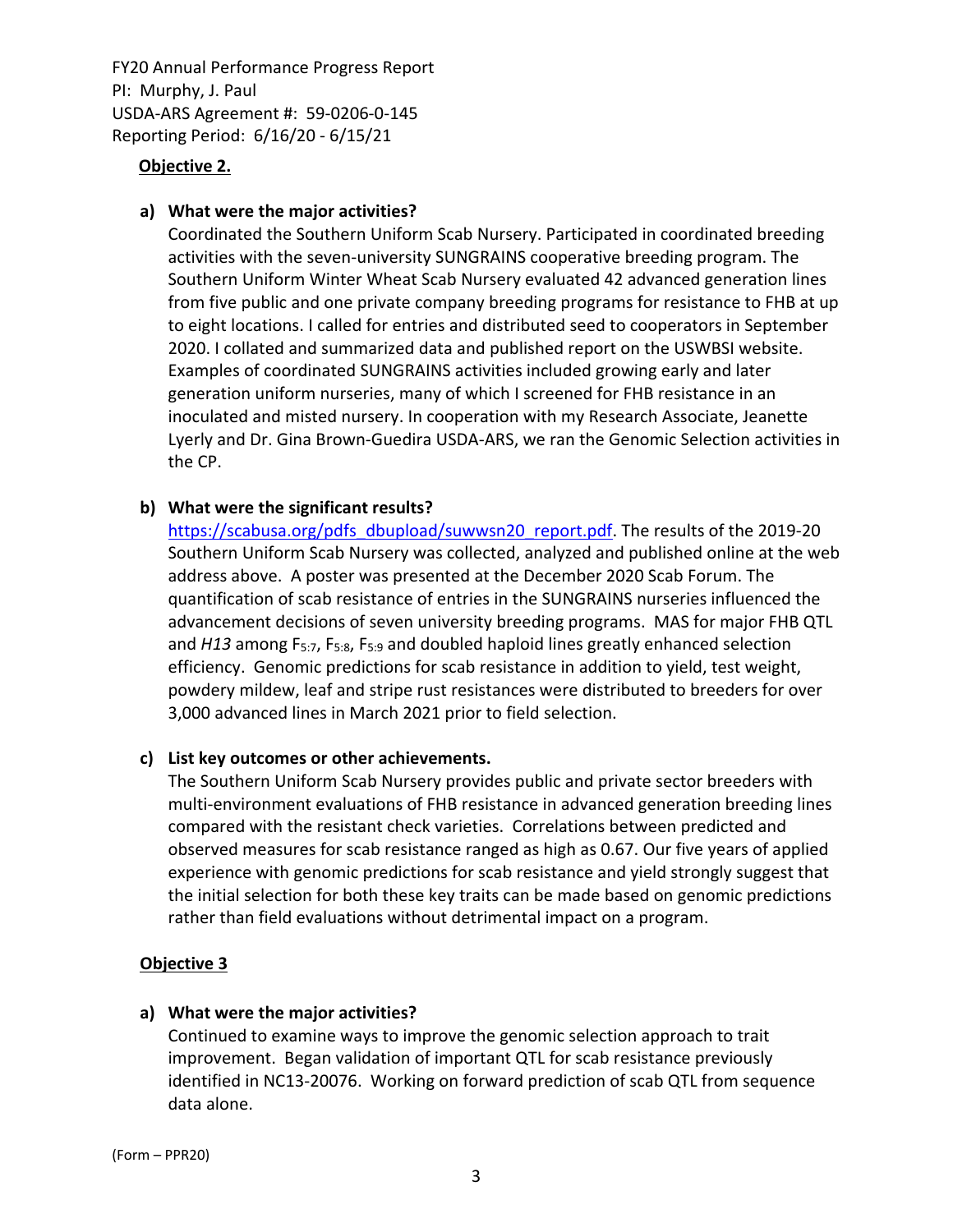**Objective 2.**

**a) What were the major activities?**

Coordinated the Southern Uniform Scab Nursery. Participated in coordinated breeding activities with the seven-university SUNGRAINS cooperative breeding program. The Southern Uniform Winter Wheat Scab Nursery evaluated 42 advanced generation lines from five public and one private company breeding programs for resistance to FHB at up to eight locations. I called for entries and distributed seed to cooperators in September 2020. I collated and summarized data and published report on the USWBSI website. Examples of coordinated SUNGRAINS activities included growing early and later generation uniform nurseries, many of which I screened for FHB resistance in an inoculated and misted nursery. In cooperation with my Research Associate, Jeanette Lyerly and Dr. Gina Brown-Guedira USDA-ARS, we ran the Genomic Selection activities in the CP.

**b) What were the significant results?**

https://scabusa.org/pdfs_dbupload/suwwsn20_report.pdf. The results of the 2019-20 Southern Uniform Scab Nursery was collected, analyzed and published online at the web address above. A poster was presented at the December 2020 Scab Forum. The quantification of scab resistance of entries in the SUNGRAINS nurseries influenced the advancement decisions of seven university breeding programs. MAS for major FHB QTL and *H13* among $F_{5:7}$, $F_{5:8}$, $F_{5:9}$ and doubled haploid lines greatly enhanced selection efficiency. Genomic predictions for scab resistance in addition to yield, test weight, powdery mildew, leaf and stripe rust resistances were distributed to breeders for over 3,000 advanced lines in March 2021 prior to field selection.

**c) List key outcomes or other achievements.**

The Southern Uniform Scab Nursery provides public and private sector breeders with multi-environment evaluations of FHB resistance in advanced generation breeding lines compared with the resistant check varieties. Correlations between predicted and observed measures for scab resistance ranged as high as 0.67. Our five years of applied experience with genomic predictions for scab resistance and yield strongly suggest that the initial selection for both these key traits can be made based on genomic predictions rather than field evaluations without detrimental impact on a program.

**Objective 3**

**a) What were the major activities?**

Continued to examine ways to improve the genomic selection approach to trait improvement. Began validation of important QTL for scab resistance previously identified in NC13-20076. Working on forward prediction of scab QTL from sequence data alone.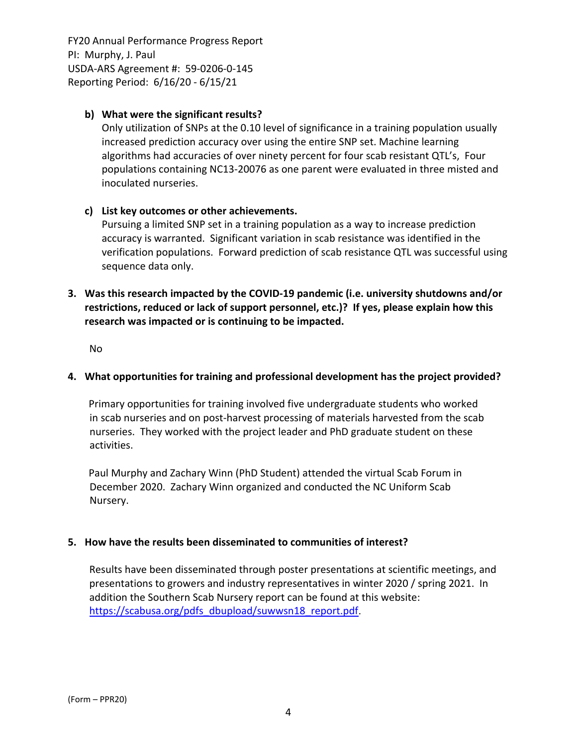**b) What were the significant results?**

Only utilization of SNPs at the 0.10 level of significance in a training population usually increased prediction accuracy over using the entire SNP set. Machine learning algorithms had accuracies of over ninety percent for four scab resistant QTL's, Four populations containing NC13-20076 as one parent were evaluated in three misted and inoculated nurseries.

**c) List key outcomes or other achievements.**

Pursuing a limited SNP set in a training population as a way to increase prediction accuracy is warranted. Significant variation in scab resistance was identified in the verification populations. Forward prediction of scab resistance QTL was successful using sequence data only.

**3. Was this research impacted by the COVID-19 pandemic (i.e. university shutdowns and/or restrictions, reduced or lack of support personnel, etc.)? If yes, please explain how this research was impacted or is continuing to be impacted.**

No

**4. What opportunities for training and professional development has the project provided?**

Primary opportunities for training involved five undergraduate students who worked in scab nurseries and on post-harvest processing of materials harvested from the scab nurseries. They worked with the project leader and PhD graduate student on these activities.

Paul Murphy and Zachary Winn (PhD Student) attended the virtual Scab Forum in December 2020. Zachary Winn organized and conducted the NC Uniform Scab Nursery.

**5. How have the results been disseminated to communities of interest?**

Results have been disseminated through poster presentations at scientific meetings, and presentations to growers and industry representatives in winter 2020 / spring 2021. In addition the Southern Scab Nursery report can be found at this website: https://scabusa.org/pdfs_dbupload/suwwsn18_report.pdf.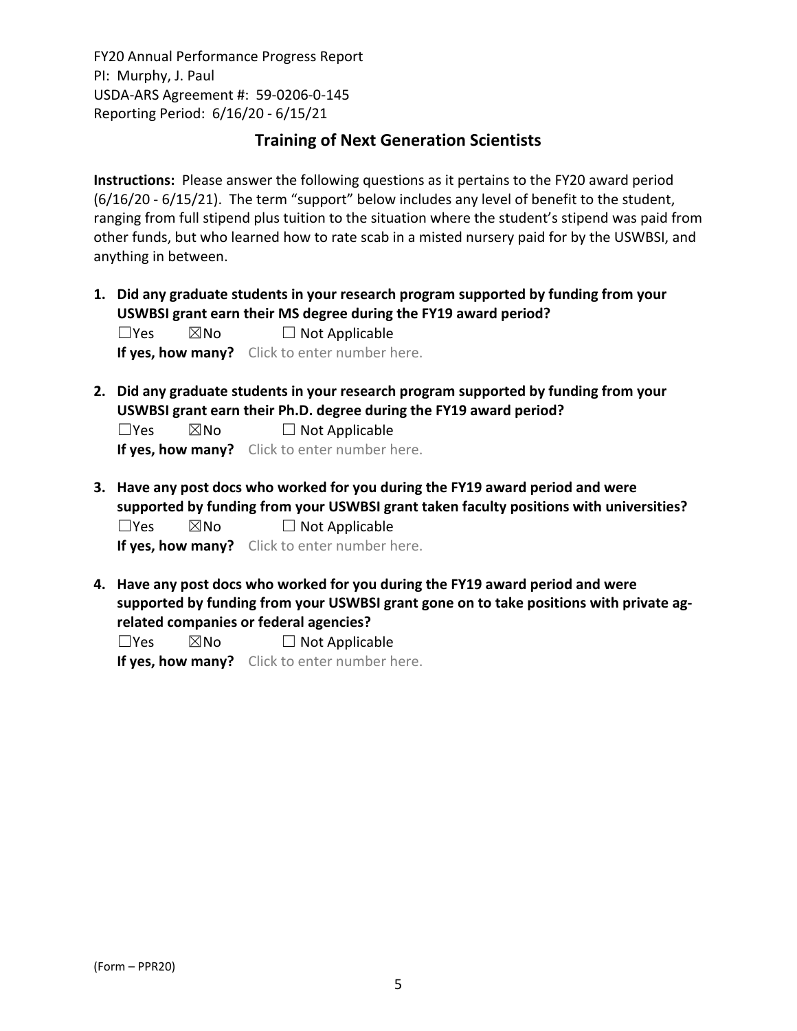FY20 Annual Performance Progress Report
PI: Murphy, J. Paul
USDA-ARS Agreement #: 59-0206-0-145
Reporting Period: 6/16/20 - 6/15/21

## Training of Next Generation Scientists

**Instructions:** Please answer the following questions as it pertains to the FY20 award period (6/16/20 - 6/15/21). The term "support" below includes any level of benefit to the student, ranging from full stipend plus tuition to the situation where the student's stipend was paid from other funds, but who learned how to rate scab in a misted nursery paid for by the USWBSI, and anything in between.

1. **Did any graduate students in your research program supported by funding from your USWBSI grant earn their MS degree during the FY19 award period?**
   ☐Yes ☒No ☐ Not Applicable
   **If yes, how many?** Click to enter number here.

2. **Did any graduate students in your research program supported by funding from your USWBSI grant earn their Ph.D. degree during the FY19 award period?**
   ☐Yes ☒No ☐ Not Applicable
   **If yes, how many?** Click to enter number here.

3. **Have any post docs who worked for you during the FY19 award period and were supported by funding from your USWBSI grant taken faculty positions with universities?**
   ☐Yes ☒No ☐ Not Applicable
   **If yes, how many?** Click to enter number here.

4. **Have any post docs who worked for you during the FY19 award period and were supported by funding from your USWBSI grant gone on to take positions with private ag-related companies or federal agencies?**
   ☐Yes ☒No ☐ Not Applicable
   **If yes, how many?** Click to enter number here.

(Form – PPR20)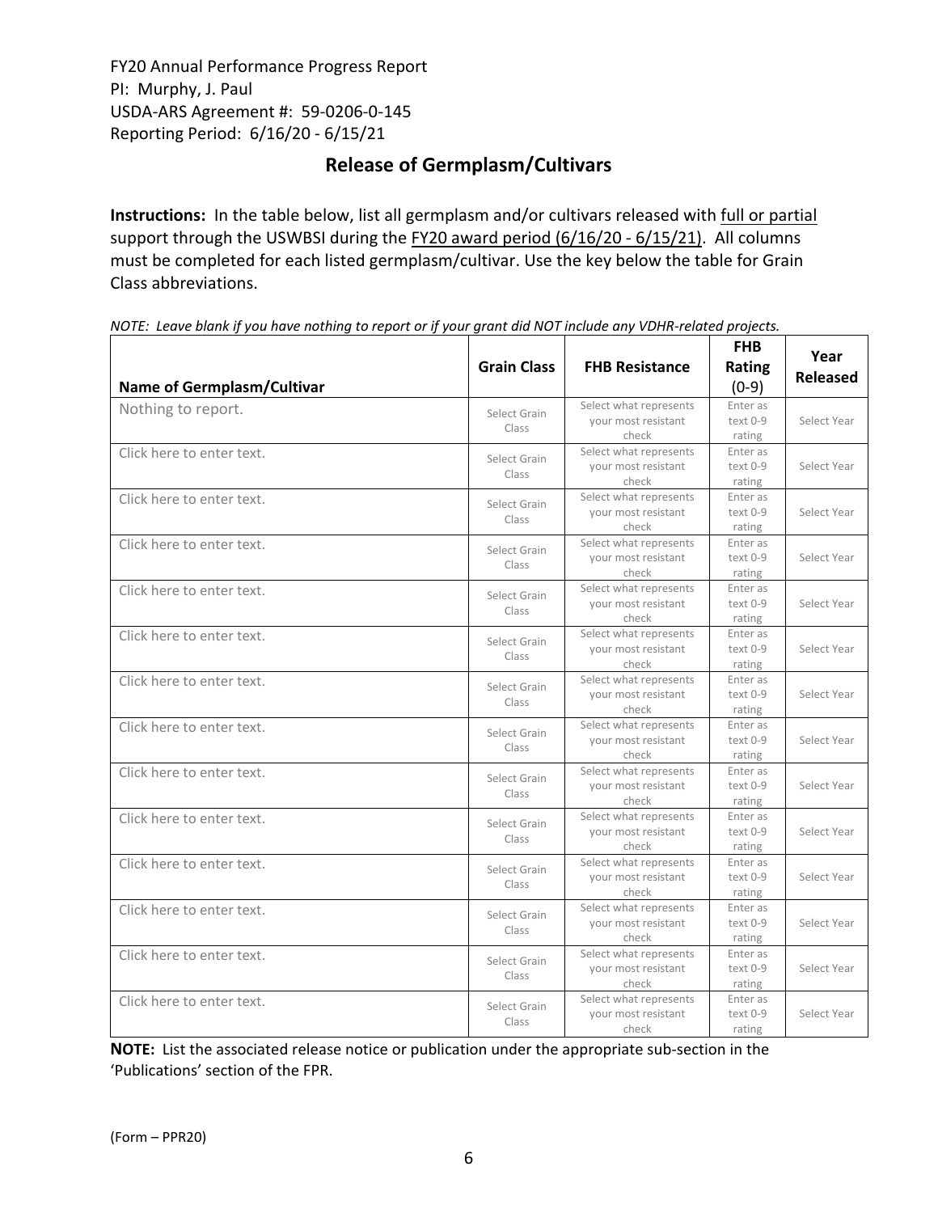FY20 Annual Performance Progress Report
PI: Murphy, J. Paul
USDA-ARS Agreement #: 59-0206-0-145
Reporting Period: 6/16/20 - 6/15/21

## Release of Germplasm/Cultivars

**Instructions:** In the table below, list all germplasm and/or cultivars released with full or partial support through the USWBSI during the FY20 award period (6/16/20 - 6/15/21). All columns must be completed for each listed germplasm/cultivar. Use the key below the table for Grain Class abbreviations.

*NOTE: Leave blank if you have nothing to report or if your grant did NOT include any VDHR-related projects.*

| Name of Germplasm/Cultivar | Grain Class | FHB Resistance | FHB Rating (0-9) | Year Released |
|---|---|---|---|---|
| Nothing to report. | Select Grain Class | Select what represents your most resistant check | Enter as text 0-9 rating | Select Year |
| Click here to enter text. | Select Grain Class | Select what represents your most resistant check | Enter as text 0-9 rating | Select Year |
| Click here to enter text. | Select Grain Class | Select what represents your most resistant check | Enter as text 0-9 rating | Select Year |
| Click here to enter text. | Select Grain Class | Select what represents your most resistant check | Enter as text 0-9 rating | Select Year |
| Click here to enter text. | Select Grain Class | Select what represents your most resistant check | Enter as text 0-9 rating | Select Year |
| Click here to enter text. | Select Grain Class | Select what represents your most resistant check | Enter as text 0-9 rating | Select Year |
| Click here to enter text. | Select Grain Class | Select what represents your most resistant check | Enter as text 0-9 rating | Select Year |
| Click here to enter text. | Select Grain Class | Select what represents your most resistant check | Enter as text 0-9 rating | Select Year |
| Click here to enter text. | Select Grain Class | Select what represents your most resistant check | Enter as text 0-9 rating | Select Year |
| Click here to enter text. | Select Grain Class | Select what represents your most resistant check | Enter as text 0-9 rating | Select Year |
| Click here to enter text. | Select Grain Class | Select what represents your most resistant check | Enter as text 0-9 rating | Select Year |
| Click here to enter text. | Select Grain Class | Select what represents your most resistant check | Enter as text 0-9 rating | Select Year |
| Click here to enter text. | Select Grain Class | Select what represents your most resistant check | Enter as text 0-9 rating | Select Year |
| Click here to enter text. | Select Grain Class | Select what represents your most resistant check | Enter as text 0-9 rating | Select Year |

**NOTE:** List the associated release notice or publication under the appropriate sub-section in the 'Publications' section of the FPR.

(Form – PPR20)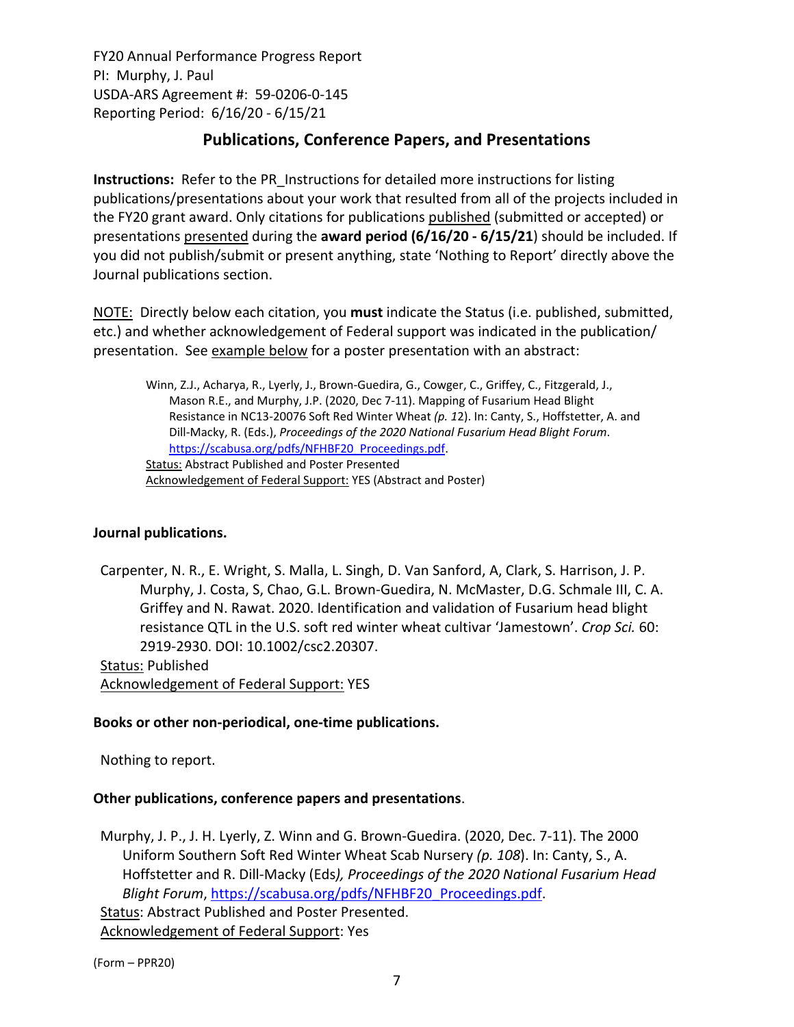## Publications, Conference Papers, and Presentations

**Instructions:** Refer to the PR_Instructions for detailed more instructions for listing publications/presentations about your work that resulted from all of the projects included in the FY20 grant award. Only citations for publications published (submitted or accepted) or presentations presented during the **award period (6/16/20 - 6/15/21**) should be included. If you did not publish/submit or present anything, state 'Nothing to Report' directly above the Journal publications section.

NOTE: Directly below each citation, you **must** indicate the Status (i.e. published, submitted, etc.) and whether acknowledgement of Federal support was indicated in the publication/ presentation. See example below for a poster presentation with an abstract:

> Winn, Z.J., Acharya, R., Lyerly, J., Brown-Guedira, G., Cowger, C., Griffey, C., Fitzgerald, J., Mason R.E., and Murphy, J.P. (2020, Dec 7-11). Mapping of Fusarium Head Blight Resistance in NC13-20076 Soft Red Winter Wheat *(p. 12*). In: Canty, S., Hoffstetter, A. and Dill-Macky, R. (Eds.), *Proceedings of the 2020 National Fusarium Head Blight Forum*. https://scabusa.org/pdfs/NFHBF20_Proceedings.pdf.
> Status: Abstract Published and Poster Presented
> Acknowledgement of Federal Support: YES (Abstract and Poster)

### Journal publications.

Carpenter, N. R., E. Wright, S. Malla, L. Singh, D. Van Sanford, A, Clark, S. Harrison, J. P. Murphy, J. Costa, S, Chao, G.L. Brown-Guedira, N. McMaster, D.G. Schmale III, C. A. Griffey and N. Rawat. 2020. Identification and validation of Fusarium head blight resistance QTL in the U.S. soft red winter wheat cultivar 'Jamestown'. *Crop Sci.* 60: 2919-2930. DOI: 10.1002/csc2.20307.
Status: Published
Acknowledgement of Federal Support: YES

### Books or other non-periodical, one-time publications.

Nothing to report.

### Other publications, conference papers and presentations.

Murphy, J. P., J. H. Lyerly, Z. Winn and G. Brown-Guedira. (2020, Dec. 7-11). The 2000 Uniform Southern Soft Red Winter Wheat Scab Nursery *(p. 108*). In: Canty, S., A. Hoffstetter and R. Dill-Macky (Eds*), Proceedings of the 2020 National Fusarium Head Blight Forum*, https://scabusa.org/pdfs/NFHBF20_Proceedings.pdf.
Status: Abstract Published and Poster Presented.
Acknowledgement of Federal Support: Yes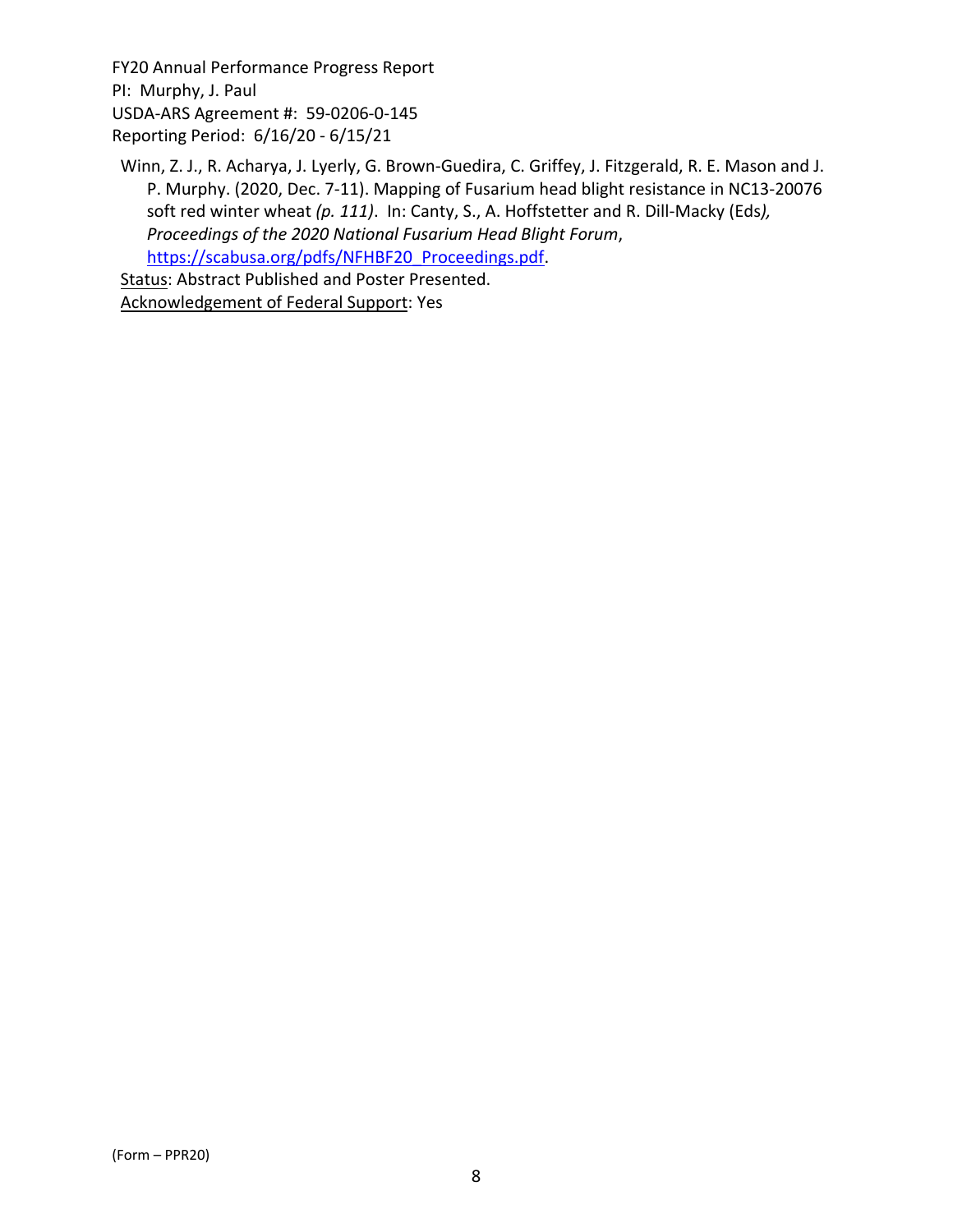Winn, Z. J., R. Acharya, J. Lyerly, G. Brown-Guedira, C. Griffey, J. Fitzgerald, R. E. Mason and J. P. Murphy. (2020, Dec. 7-11). Mapping of Fusarium head blight resistance in NC13-20076 soft red winter wheat *(p. 111)*. In: Canty, S., A. Hoffstetter and R. Dill-Macky (Eds*), Proceedings of the 2020 National Fusarium Head Blight Forum*, https://scabusa.org/pdfs/NFHBF20_Proceedings.pdf.

Status: Abstract Published and Poster Presented.

Acknowledgement of Federal Support: Yes